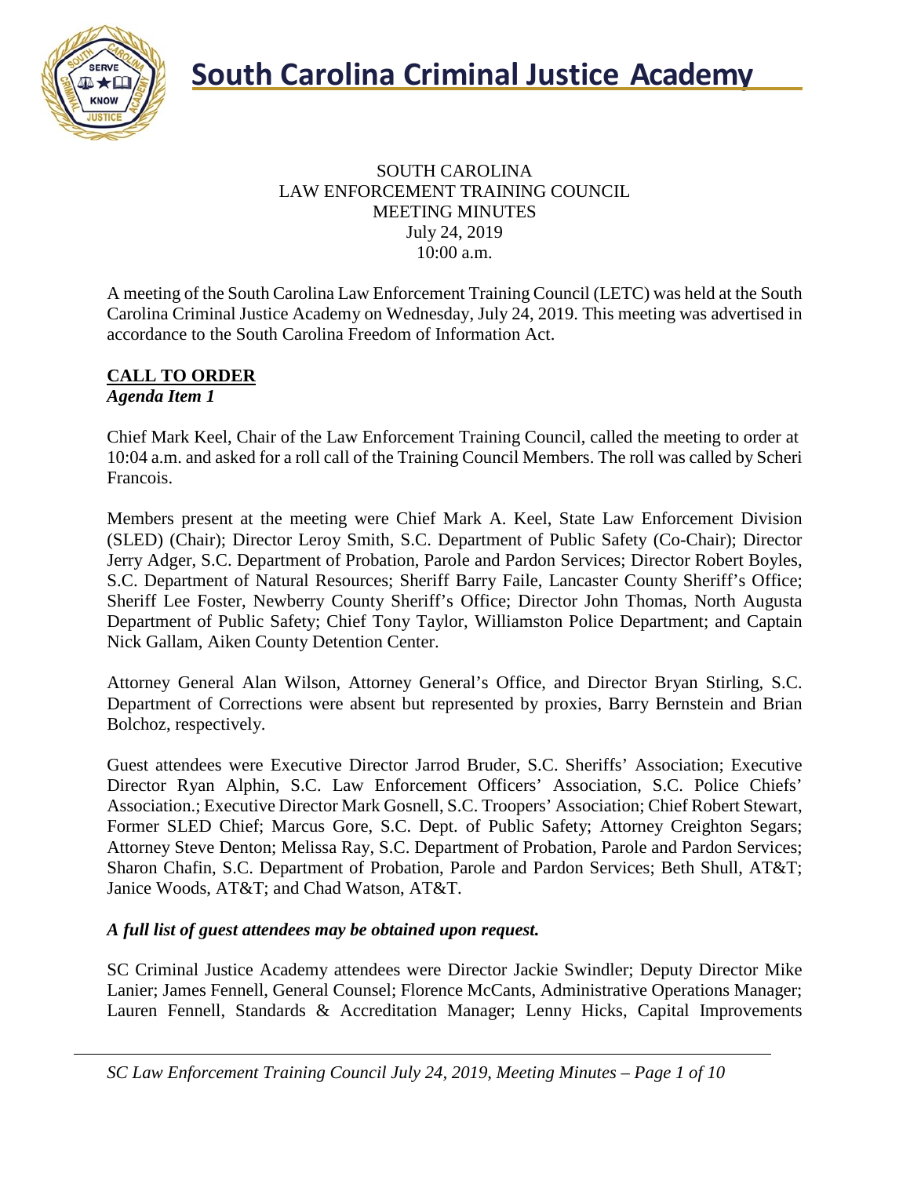# South Carolina Criminal Justice Academy

SOUTH CAROLINA
LAW ENFORCEMENT TRAINING COUNCIL
MEETING MINUTES
July 24, 2019
10:00 a.m.

A meeting of the South Carolina Law Enforcement Training Council (LETC) was held at the South Carolina Criminal Justice Academy on Wednesday, July 24, 2019. This meeting was advertised in accordance to the South Carolina Freedom of Information Act.

## CALL TO ORDER

***Agenda Item 1***

Chief Mark Keel, Chair of the Law Enforcement Training Council, called the meeting to order at 10:04 a.m. and asked for a roll call of the Training Council Members. The roll was called by Scheri Francois.

Members present at the meeting were Chief Mark A. Keel, State Law Enforcement Division (SLED) (Chair); Director Leroy Smith, S.C. Department of Public Safety (Co-Chair); Director Jerry Adger, S.C. Department of Probation, Parole and Pardon Services; Director Robert Boyles, S.C. Department of Natural Resources; Sheriff Barry Faile, Lancaster County Sheriff's Office; Sheriff Lee Foster, Newberry County Sheriff's Office; Director John Thomas, North Augusta Department of Public Safety; Chief Tony Taylor, Williamston Police Department; and Captain Nick Gallam, Aiken County Detention Center.

Attorney General Alan Wilson, Attorney General's Office, and Director Bryan Stirling, S.C. Department of Corrections were absent but represented by proxies, Barry Bernstein and Brian Bolchoz, respectively.

Guest attendees were Executive Director Jarrod Bruder, S.C. Sheriffs' Association; Executive Director Ryan Alphin, S.C. Law Enforcement Officers' Association, S.C. Police Chiefs' Association.; Executive Director Mark Gosnell, S.C. Troopers' Association; Chief Robert Stewart, Former SLED Chief; Marcus Gore, S.C. Dept. of Public Safety; Attorney Creighton Segars; Attorney Steve Denton; Melissa Ray, S.C. Department of Probation, Parole and Pardon Services; Sharon Chafin, S.C. Department of Probation, Parole and Pardon Services; Beth Shull, AT&T; Janice Woods, AT&T; and Chad Watson, AT&T.

***A full list of guest attendees may be obtained upon request.***

SC Criminal Justice Academy attendees were Director Jackie Swindler; Deputy Director Mike Lanier; James Fennell, General Counsel; Florence McCants, Administrative Operations Manager; Lauren Fennell, Standards & Accreditation Manager; Lenny Hicks, Capital Improvements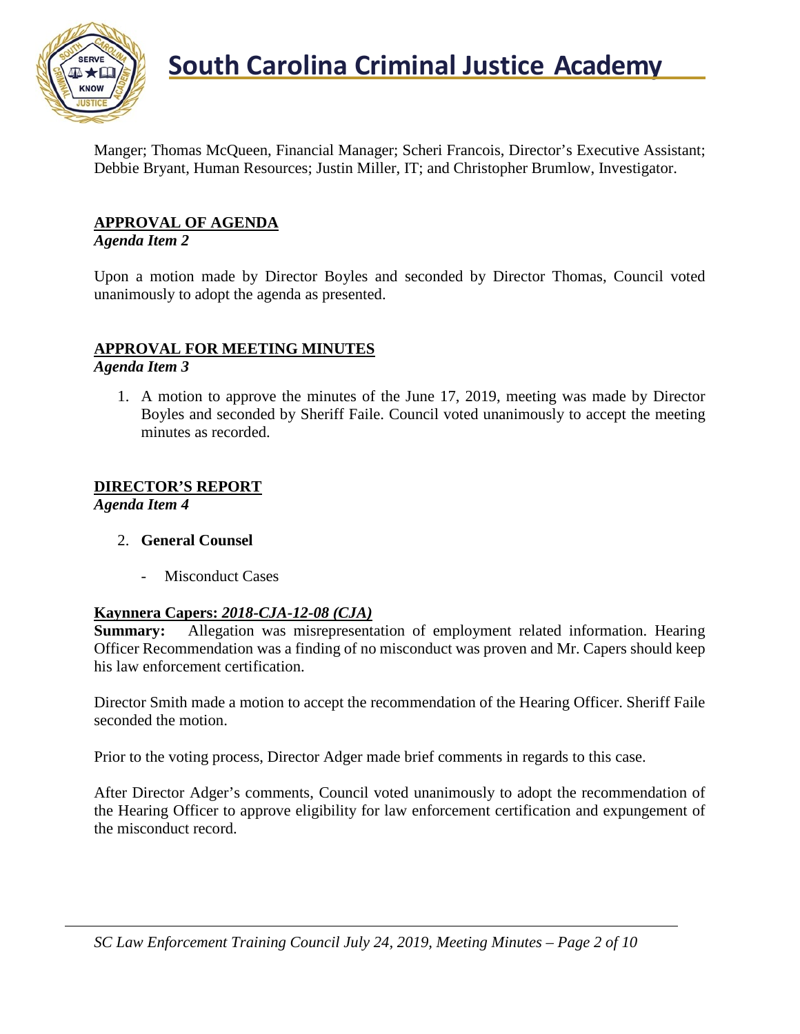Manger; Thomas McQueen, Financial Manager; Scheri Francois, Director's Executive Assistant; Debbie Bryant, Human Resources; Justin Miller, IT; and Christopher Brumlow, Investigator.

## APPROVAL OF AGENDA

*Agenda Item 2*

Upon a motion made by Director Boyles and seconded by Director Thomas, Council voted unanimously to adopt the agenda as presented.

## APPROVAL FOR MEETING MINUTES

*Agenda Item 3*

1. A motion to approve the minutes of the June 17, 2019, meeting was made by Director Boyles and seconded by Sheriff Faile. Council voted unanimously to accept the meeting minutes as recorded.

## DIRECTOR'S REPORT

*Agenda Item 4*

2. **General Counsel**

   - Misconduct Cases

**Kaynnera Capers: *2018-CJA-12-08 (CJA)***

**Summary:** Allegation was misrepresentation of employment related information. Hearing Officer Recommendation was a finding of no misconduct was proven and Mr. Capers should keep his law enforcement certification.

Director Smith made a motion to accept the recommendation of the Hearing Officer. Sheriff Faile seconded the motion.

Prior to the voting process, Director Adger made brief comments in regards to this case.

After Director Adger's comments, Council voted unanimously to adopt the recommendation of the Hearing Officer to approve eligibility for law enforcement certification and expungement of the misconduct record.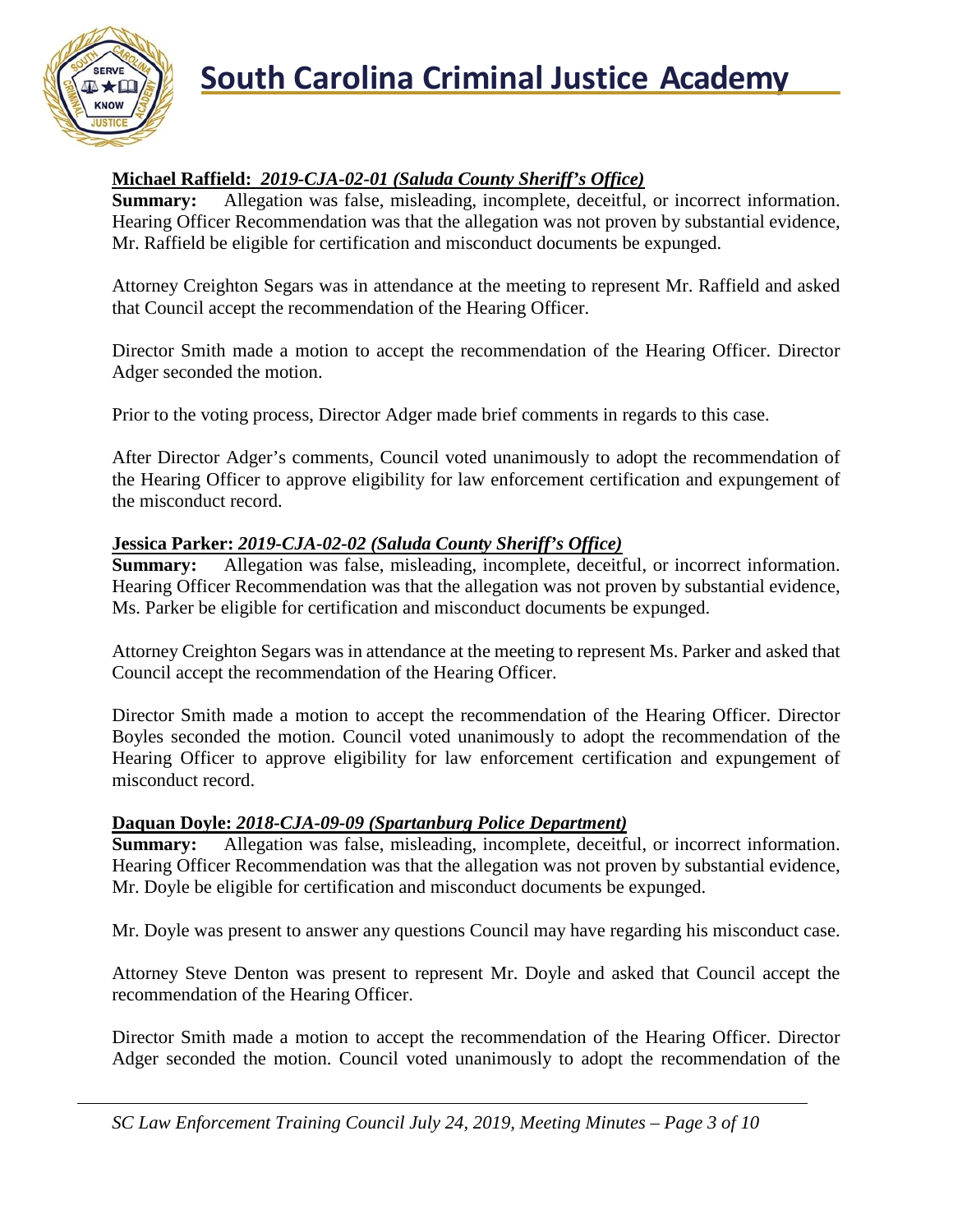**Michael Raffield: *2019-CJA-02-01 (Saluda County Sheriff's Office)***
**Summary:** Allegation was false, misleading, incomplete, deceitful, or incorrect information. Hearing Officer Recommendation was that the allegation was not proven by substantial evidence, Mr. Raffield be eligible for certification and misconduct documents be expunged.

Attorney Creighton Segars was in attendance at the meeting to represent Mr. Raffield and asked that Council accept the recommendation of the Hearing Officer.

Director Smith made a motion to accept the recommendation of the Hearing Officer. Director Adger seconded the motion.

Prior to the voting process, Director Adger made brief comments in regards to this case.

After Director Adger's comments, Council voted unanimously to adopt the recommendation of the Hearing Officer to approve eligibility for law enforcement certification and expungement of the misconduct record.

**Jessica Parker: *2019-CJA-02-02 (Saluda County Sheriff's Office)***
**Summary:** Allegation was false, misleading, incomplete, deceitful, or incorrect information. Hearing Officer Recommendation was that the allegation was not proven by substantial evidence, Ms. Parker be eligible for certification and misconduct documents be expunged.

Attorney Creighton Segars was in attendance at the meeting to represent Ms. Parker and asked that Council accept the recommendation of the Hearing Officer.

Director Smith made a motion to accept the recommendation of the Hearing Officer. Director Boyles seconded the motion. Council voted unanimously to adopt the recommendation of the Hearing Officer to approve eligibility for law enforcement certification and expungement of misconduct record.

**Daquan Doyle: *2018-CJA-09-09 (Spartanburg Police Department)***
**Summary:** Allegation was false, misleading, incomplete, deceitful, or incorrect information. Hearing Officer Recommendation was that the allegation was not proven by substantial evidence, Mr. Doyle be eligible for certification and misconduct documents be expunged.

Mr. Doyle was present to answer any questions Council may have regarding his misconduct case.

Attorney Steve Denton was present to represent Mr. Doyle and asked that Council accept the recommendation of the Hearing Officer.

Director Smith made a motion to accept the recommendation of the Hearing Officer. Director Adger seconded the motion. Council voted unanimously to adopt the recommendation of the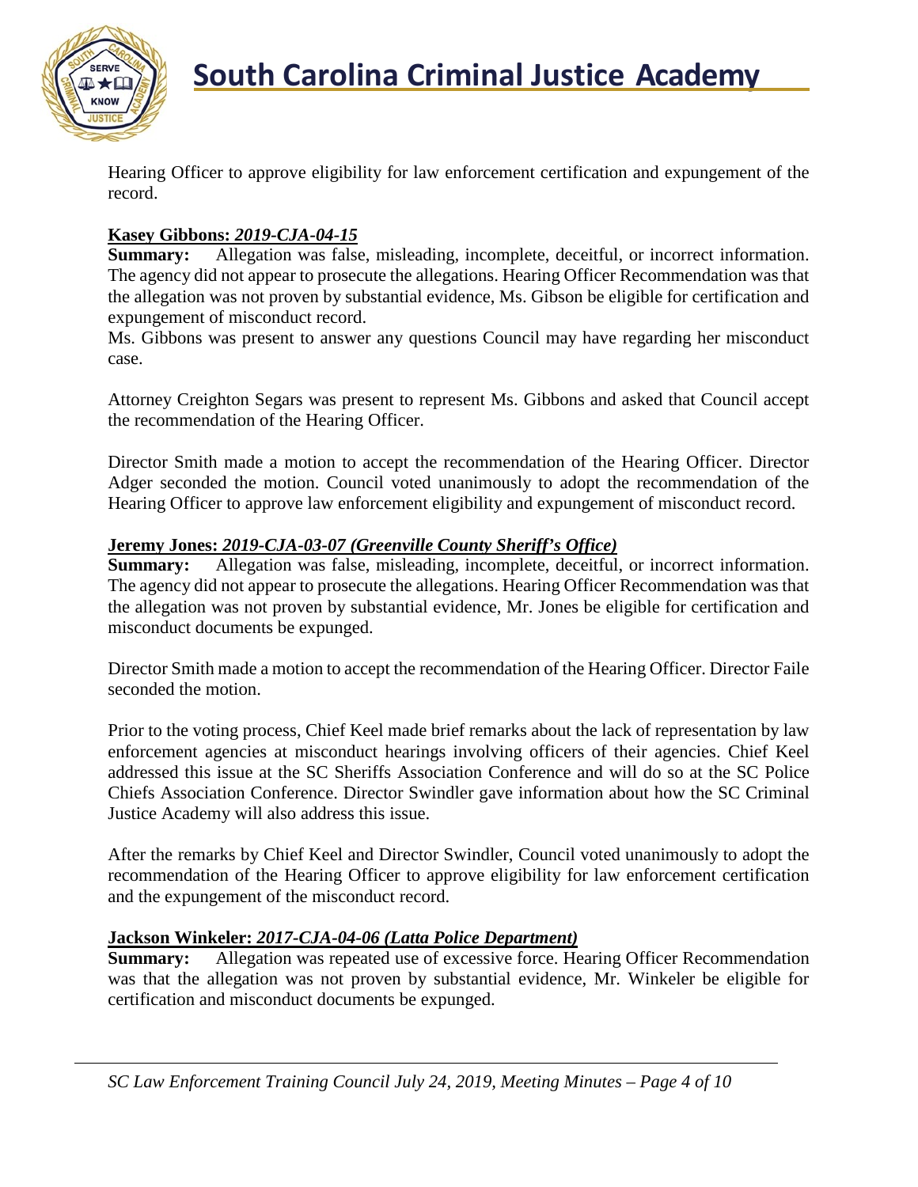Hearing Officer to approve eligibility for law enforcement certification and expungement of the record.

**Kasey Gibbons: *2019-CJA-04-15***

**Summary:** Allegation was false, misleading, incomplete, deceitful, or incorrect information. The agency did not appear to prosecute the allegations. Hearing Officer Recommendation was that the allegation was not proven by substantial evidence, Ms. Gibson be eligible for certification and expungement of misconduct record.

Ms. Gibbons was present to answer any questions Council may have regarding her misconduct case.

Attorney Creighton Segars was present to represent Ms. Gibbons and asked that Council accept the recommendation of the Hearing Officer.

Director Smith made a motion to accept the recommendation of the Hearing Officer. Director Adger seconded the motion. Council voted unanimously to adopt the recommendation of the Hearing Officer to approve law enforcement eligibility and expungement of misconduct record.

**Jeremy Jones: *2019-CJA-03-07 (Greenville County Sheriff's Office)***

**Summary:** Allegation was false, misleading, incomplete, deceitful, or incorrect information. The agency did not appear to prosecute the allegations. Hearing Officer Recommendation was that the allegation was not proven by substantial evidence, Mr. Jones be eligible for certification and misconduct documents be expunged.

Director Smith made a motion to accept the recommendation of the Hearing Officer. Director Faile seconded the motion.

Prior to the voting process, Chief Keel made brief remarks about the lack of representation by law enforcement agencies at misconduct hearings involving officers of their agencies. Chief Keel addressed this issue at the SC Sheriffs Association Conference and will do so at the SC Police Chiefs Association Conference. Director Swindler gave information about how the SC Criminal Justice Academy will also address this issue.

After the remarks by Chief Keel and Director Swindler, Council voted unanimously to adopt the recommendation of the Hearing Officer to approve eligibility for law enforcement certification and the expungement of the misconduct record.

**Jackson Winkeler: *2017-CJA-04-06 (Latta Police Department)***

**Summary:** Allegation was repeated use of excessive force. Hearing Officer Recommendation was that the allegation was not proven by substantial evidence, Mr. Winkeler be eligible for certification and misconduct documents be expunged.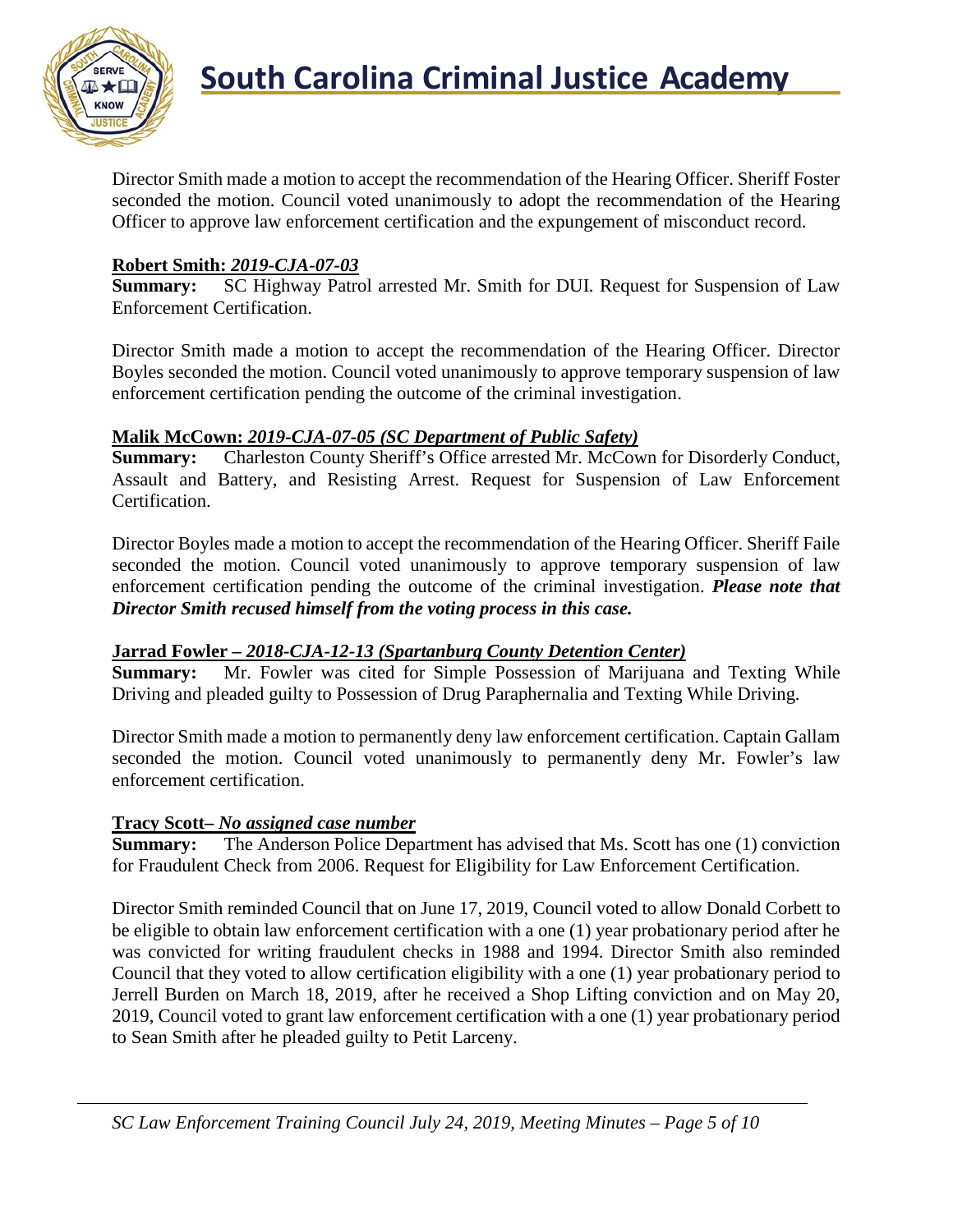Director Smith made a motion to accept the recommendation of the Hearing Officer. Sheriff Foster seconded the motion. Council voted unanimously to adopt the recommendation of the Hearing Officer to approve law enforcement certification and the expungement of misconduct record.

**Robert Smith: *2019-CJA-07-03***

**Summary:** SC Highway Patrol arrested Mr. Smith for DUI. Request for Suspension of Law Enforcement Certification.

Director Smith made a motion to accept the recommendation of the Hearing Officer. Director Boyles seconded the motion. Council voted unanimously to approve temporary suspension of law enforcement certification pending the outcome of the criminal investigation.

**Malik McCown: *2019-CJA-07-05 (SC Department of Public Safety)***

**Summary:** Charleston County Sheriff's Office arrested Mr. McCown for Disorderly Conduct, Assault and Battery, and Resisting Arrest. Request for Suspension of Law Enforcement Certification.

Director Boyles made a motion to accept the recommendation of the Hearing Officer. Sheriff Faile seconded the motion. Council voted unanimously to approve temporary suspension of law enforcement certification pending the outcome of the criminal investigation. ***Please note that Director Smith recused himself from the voting process in this case.***

**Jarrad Fowler – *2018-CJA-12-13 (Spartanburg County Detention Center)***

**Summary:** Mr. Fowler was cited for Simple Possession of Marijuana and Texting While Driving and pleaded guilty to Possession of Drug Paraphernalia and Texting While Driving.

Director Smith made a motion to permanently deny law enforcement certification. Captain Gallam seconded the motion. Council voted unanimously to permanently deny Mr. Fowler's law enforcement certification.

**Tracy Scott– *No assigned case number***

**Summary:** The Anderson Police Department has advised that Ms. Scott has one (1) conviction for Fraudulent Check from 2006. Request for Eligibility for Law Enforcement Certification.

Director Smith reminded Council that on June 17, 2019, Council voted to allow Donald Corbett to be eligible to obtain law enforcement certification with a one (1) year probationary period after he was convicted for writing fraudulent checks in 1988 and 1994. Director Smith also reminded Council that they voted to allow certification eligibility with a one (1) year probationary period to Jerrell Burden on March 18, 2019, after he received a Shop Lifting conviction and on May 20, 2019, Council voted to grant law enforcement certification with a one (1) year probationary period to Sean Smith after he pleaded guilty to Petit Larceny.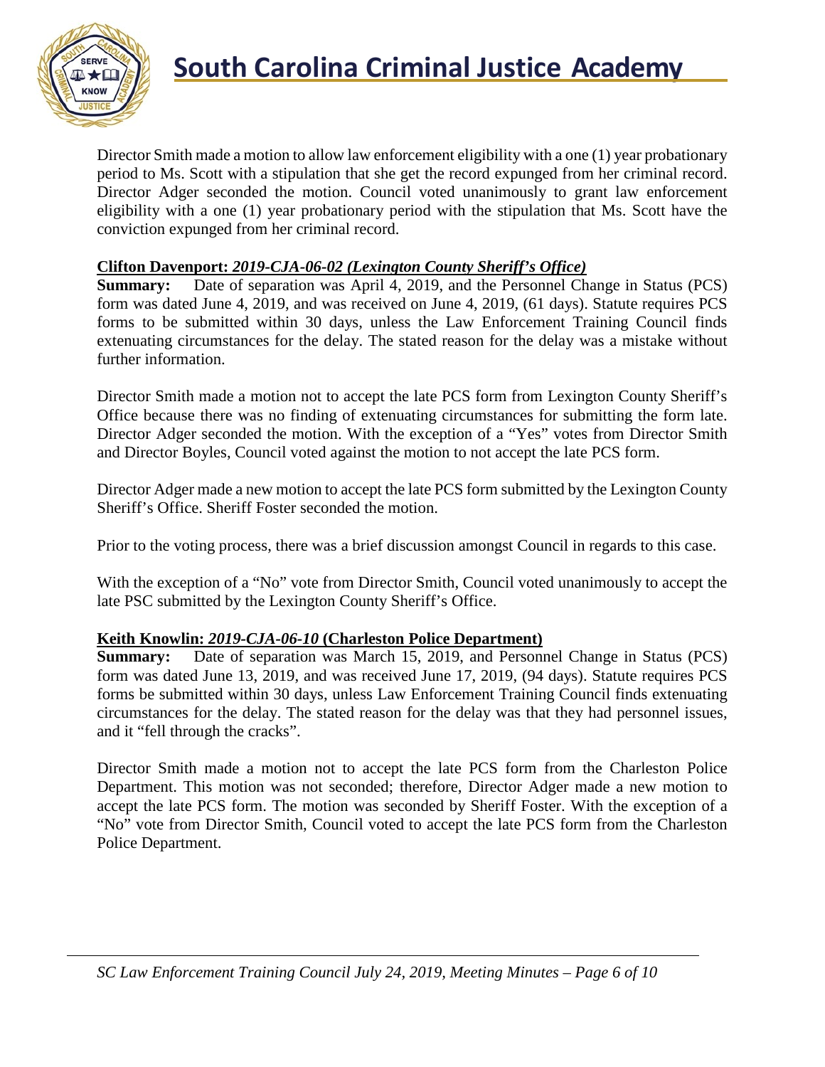Director Smith made a motion to allow law enforcement eligibility with a one (1) year probationary period to Ms. Scott with a stipulation that she get the record expunged from her criminal record. Director Adger seconded the motion. Council voted unanimously to grant law enforcement eligibility with a one (1) year probationary period with the stipulation that Ms. Scott have the conviction expunged from her criminal record.

**Clifton Davenport: *2019-CJA-06-02 (Lexington County Sheriff's Office)***

**Summary:** Date of separation was April 4, 2019, and the Personnel Change in Status (PCS) form was dated June 4, 2019, and was received on June 4, 2019, (61 days). Statute requires PCS forms to be submitted within 30 days, unless the Law Enforcement Training Council finds extenuating circumstances for the delay. The stated reason for the delay was a mistake without further information.

Director Smith made a motion not to accept the late PCS form from Lexington County Sheriff's Office because there was no finding of extenuating circumstances for submitting the form late. Director Adger seconded the motion. With the exception of a "Yes" votes from Director Smith and Director Boyles, Council voted against the motion to not accept the late PCS form.

Director Adger made a new motion to accept the late PCS form submitted by the Lexington County Sheriff's Office. Sheriff Foster seconded the motion.

Prior to the voting process, there was a brief discussion amongst Council in regards to this case.

With the exception of a "No" vote from Director Smith, Council voted unanimously to accept the late PSC submitted by the Lexington County Sheriff's Office.

**Keith Knowlin: *2019-CJA-06-10* (Charleston Police Department)**

**Summary:** Date of separation was March 15, 2019, and Personnel Change in Status (PCS) form was dated June 13, 2019, and was received June 17, 2019, (94 days). Statute requires PCS forms be submitted within 30 days, unless Law Enforcement Training Council finds extenuating circumstances for the delay. The stated reason for the delay was that they had personnel issues, and it "fell through the cracks".

Director Smith made a motion not to accept the late PCS form from the Charleston Police Department. This motion was not seconded; therefore, Director Adger made a new motion to accept the late PCS form. The motion was seconded by Sheriff Foster. With the exception of a "No" vote from Director Smith, Council voted to accept the late PCS form from the Charleston Police Department.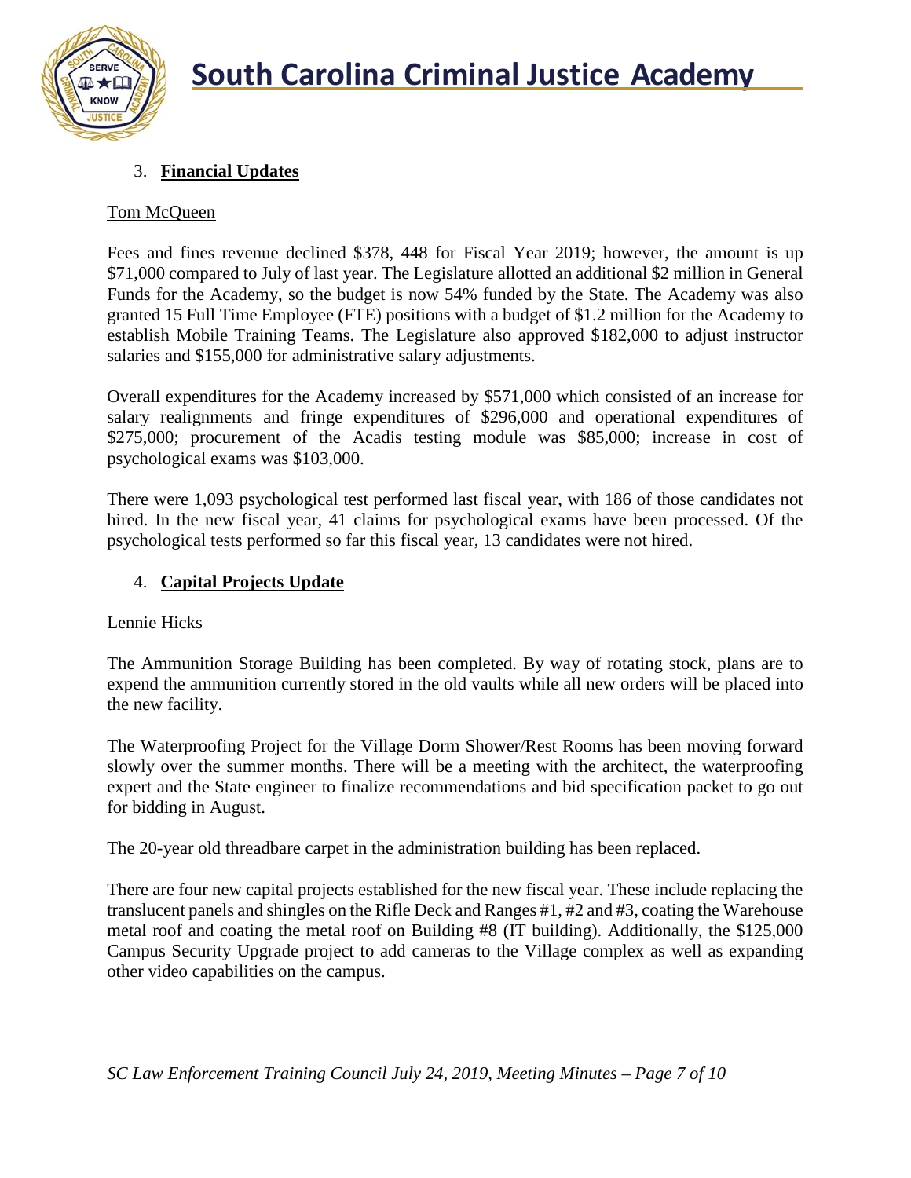3. **Financial Updates**

Tom McQueen

Fees and fines revenue declined $378, 448 for Fiscal Year 2019; however, the amount is up $71,000 compared to July of last year. The Legislature allotted an additional $2 million in General Funds for the Academy, so the budget is now 54% funded by the State. The Academy was also granted 15 Full Time Employee (FTE) positions with a budget of $1.2 million for the Academy to establish Mobile Training Teams. The Legislature also approved $182,000 to adjust instructor salaries and $155,000 for administrative salary adjustments.

Overall expenditures for the Academy increased by $571,000 which consisted of an increase for salary realignments and fringe expenditures of $296,000 and operational expenditures of $275,000; procurement of the Acadis testing module was $85,000; increase in cost of psychological exams was $103,000.

There were 1,093 psychological test performed last fiscal year, with 186 of those candidates not hired. In the new fiscal year, 41 claims for psychological exams have been processed. Of the psychological tests performed so far this fiscal year, 13 candidates were not hired.

4. **Capital Projects Update**

Lennie Hicks

The Ammunition Storage Building has been completed. By way of rotating stock, plans are to expend the ammunition currently stored in the old vaults while all new orders will be placed into the new facility.

The Waterproofing Project for the Village Dorm Shower/Rest Rooms has been moving forward slowly over the summer months. There will be a meeting with the architect, the waterproofing expert and the State engineer to finalize recommendations and bid specification packet to go out for bidding in August.

The 20-year old threadbare carpet in the administration building has been replaced.

There are four new capital projects established for the new fiscal year. These include replacing the translucent panels and shingles on the Rifle Deck and Ranges #1, #2 and #3, coating the Warehouse metal roof and coating the metal roof on Building #8 (IT building). Additionally, the $125,000 Campus Security Upgrade project to add cameras to the Village complex as well as expanding other video capabilities on the campus.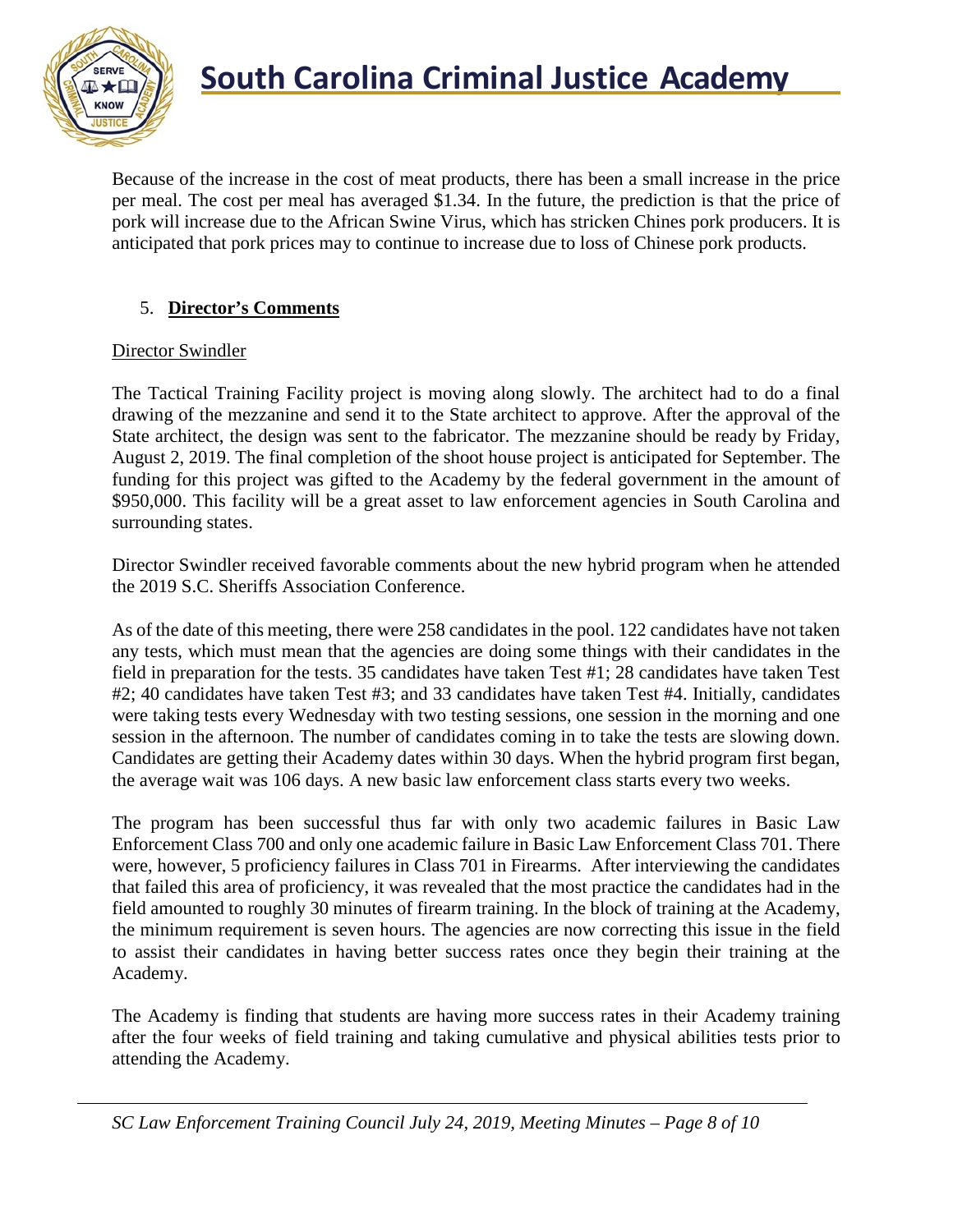Because of the increase in the cost of meat products, there has been a small increase in the price per meal. The cost per meal has averaged $1.34. In the future, the prediction is that the price of pork will increase due to the African Swine Virus, which has stricken Chines pork producers. It is anticipated that pork prices may to continue to increase due to loss of Chinese pork products.

5. **Director's Comments**

Director Swindler

The Tactical Training Facility project is moving along slowly. The architect had to do a final drawing of the mezzanine and send it to the State architect to approve. After the approval of the State architect, the design was sent to the fabricator. The mezzanine should be ready by Friday, August 2, 2019. The final completion of the shoot house project is anticipated for September. The funding for this project was gifted to the Academy by the federal government in the amount of $950,000. This facility will be a great asset to law enforcement agencies in South Carolina and surrounding states.

Director Swindler received favorable comments about the new hybrid program when he attended the 2019 S.C. Sheriffs Association Conference.

As of the date of this meeting, there were 258 candidates in the pool. 122 candidates have not taken any tests, which must mean that the agencies are doing some things with their candidates in the field in preparation for the tests. 35 candidates have taken Test #1; 28 candidates have taken Test #2; 40 candidates have taken Test #3; and 33 candidates have taken Test #4. Initially, candidates were taking tests every Wednesday with two testing sessions, one session in the morning and one session in the afternoon. The number of candidates coming in to take the tests are slowing down. Candidates are getting their Academy dates within 30 days. When the hybrid program first began, the average wait was 106 days. A new basic law enforcement class starts every two weeks.

The program has been successful thus far with only two academic failures in Basic Law Enforcement Class 700 and only one academic failure in Basic Law Enforcement Class 701. There were, however, 5 proficiency failures in Class 701 in Firearms. After interviewing the candidates that failed this area of proficiency, it was revealed that the most practice the candidates had in the field amounted to roughly 30 minutes of firearm training. In the block of training at the Academy, the minimum requirement is seven hours. The agencies are now correcting this issue in the field to assist their candidates in having better success rates once they begin their training at the Academy.

The Academy is finding that students are having more success rates in their Academy training after the four weeks of field training and taking cumulative and physical abilities tests prior to attending the Academy.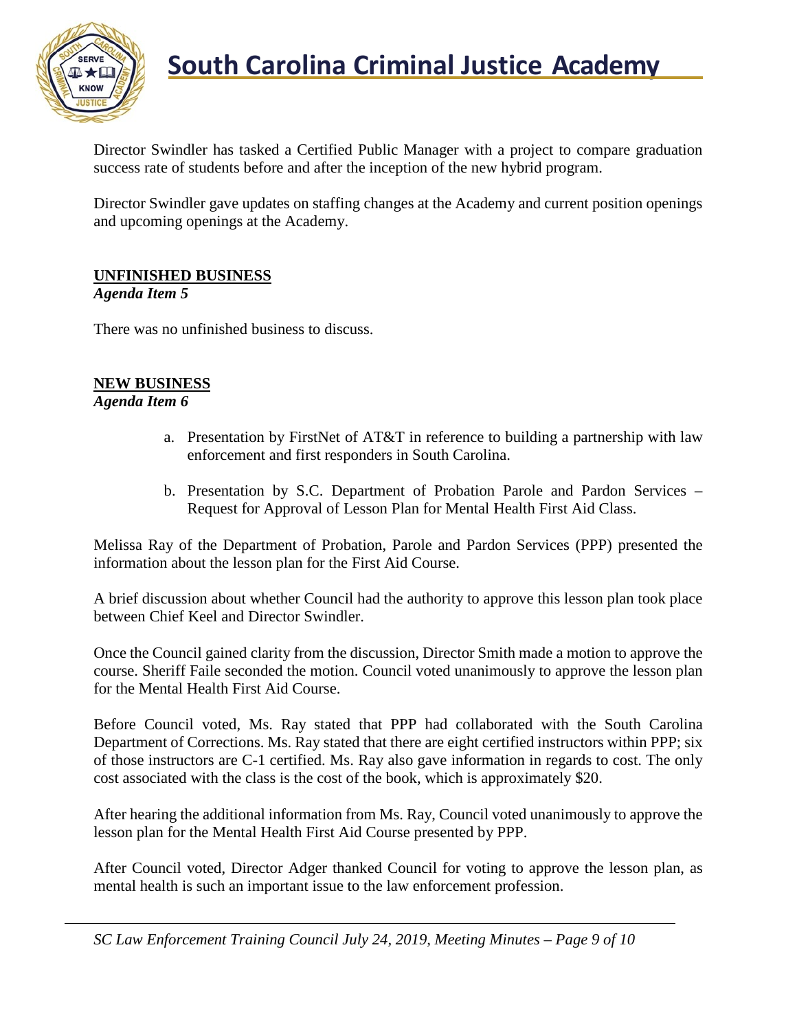Director Swindler has tasked a Certified Public Manager with a project to compare graduation success rate of students before and after the inception of the new hybrid program.

Director Swindler gave updates on staffing changes at the Academy and current position openings and upcoming openings at the Academy.

## UNFINISHED BUSINESS

***Agenda Item 5***

There was no unfinished business to discuss.

## NEW BUSINESS

***Agenda Item 6***

a. Presentation by FirstNet of AT&T in reference to building a partnership with law enforcement and first responders in South Carolina.

b. Presentation by S.C. Department of Probation Parole and Pardon Services – Request for Approval of Lesson Plan for Mental Health First Aid Class.

Melissa Ray of the Department of Probation, Parole and Pardon Services (PPP) presented the information about the lesson plan for the First Aid Course.

A brief discussion about whether Council had the authority to approve this lesson plan took place between Chief Keel and Director Swindler.

Once the Council gained clarity from the discussion, Director Smith made a motion to approve the course. Sheriff Faile seconded the motion. Council voted unanimously to approve the lesson plan for the Mental Health First Aid Course.

Before Council voted, Ms. Ray stated that PPP had collaborated with the South Carolina Department of Corrections. Ms. Ray stated that there are eight certified instructors within PPP; six of those instructors are C-1 certified. Ms. Ray also gave information in regards to cost. The only cost associated with the class is the cost of the book, which is approximately $20.

After hearing the additional information from Ms. Ray, Council voted unanimously to approve the lesson plan for the Mental Health First Aid Course presented by PPP.

After Council voted, Director Adger thanked Council for voting to approve the lesson plan, as mental health is such an important issue to the law enforcement profession.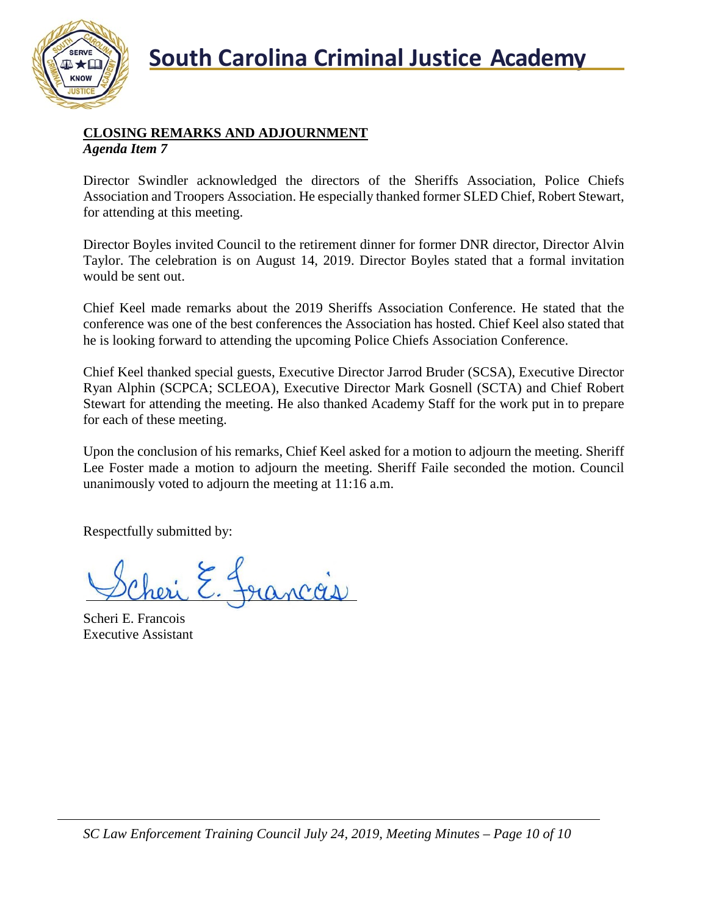## CLOSING REMARKS AND ADJOURNMENT

***Agenda Item 7***

Director Swindler acknowledged the directors of the Sheriffs Association, Police Chiefs Association and Troopers Association. He especially thanked former SLED Chief, Robert Stewart, for attending at this meeting.

Director Boyles invited Council to the retirement dinner for former DNR director, Director Alvin Taylor. The celebration is on August 14, 2019. Director Boyles stated that a formal invitation would be sent out.

Chief Keel made remarks about the 2019 Sheriffs Association Conference. He stated that the conference was one of the best conferences the Association has hosted. Chief Keel also stated that he is looking forward to attending the upcoming Police Chiefs Association Conference.

Chief Keel thanked special guests, Executive Director Jarrod Bruder (SCSA), Executive Director Ryan Alphin (SCPCA; SCLEOA), Executive Director Mark Gosnell (SCTA) and Chief Robert Stewart for attending the meeting. He also thanked Academy Staff for the work put in to prepare for each of these meeting.

Upon the conclusion of his remarks, Chief Keel asked for a motion to adjourn the meeting. Sheriff Lee Foster made a motion to adjourn the meeting. Sheriff Faile seconded the motion. Council unanimously voted to adjourn the meeting at 11:16 a.m.

Respectfully submitted by:

Scheri E. Francois

Scheri E. Francois
Executive Assistant